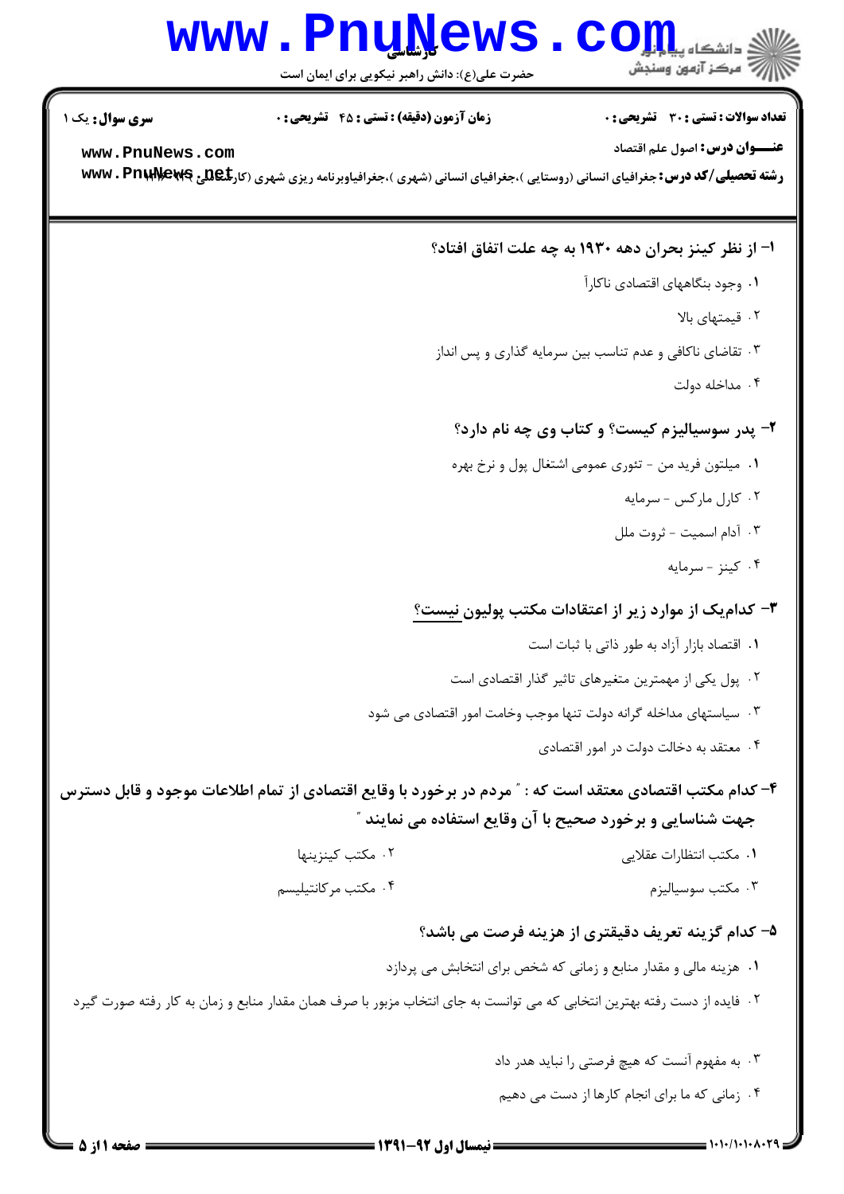**سری سوال:** یک ۱

**زمان آزمون (دقیقه) : تستی : ۴۵ تشریحی : ۰**

**تعداد سوالات : تستی : ۳۰ تشریحی : ۰**

**عنـــوان درس:** اصول علم اقتصاد

**رشته تحصیلی/کد درس:** جغرافیای انسانی (روستایی )،جغرافیای انسانی (شهری )،جغرافیاوبرنامه ریزی شهری (کارشناسی) ۱۲۱۷۰۲۹

**۱- از نظر کینز بحران دهه ۱۹۳۰ به چه علت اتفاق افتاد؟**

۱. وجود بنگاههای اقتصادی ناکاراً

۲. قیمتهای بالا

۳. تقاضای ناکافی و عدم تناسب بین سرمایه گذاری و پس انداز

۴. مداخله دولت

**۲- پدر سوسیالیزم کیست؟ و کتاب وی چه نام دارد؟**

۱. میلتون فرید من - تئوری عمومی اشتغال پول و نرخ بهره

۲. کارل مارکس - سرمایه

۳. آدام اسمیت - ثروت ملل

۴. کینز - سرمایه

**۳- کدام‌یک از موارد زیر از اعتقادات مکتب پولیون نیست؟**

۱. اقتصاد بازار آزاد به طور ذاتی با ثبات است

۲. پول یکی از مهمترین متغیرهای تاثیر گذار اقتصادی است

۳. سیاستهای مداخله گرانه دولت تنها موجب وخامت امور اقتصادی می شود

۴. معتقد به دخالت دولت در امور اقتصادی

**۴- کدام مکتب اقتصادی معتقد است که : " مردم در برخورد با وقایع اقتصادی از تمام اطلاعات موجود و قابل دسترس جهت شناسایی و برخورد صحیح با آن وقایع استفاده می نمایند "**

۱. مکتب انتظارات عقلایی

۲. مکتب کینزینها

۳. مکتب سوسیالیزم

۴. مکتب مرکانتیلیسم

**۵- کدام گزینه تعریف دقیقتری از هزینه فرصت می باشد؟**

۱. هزینه مالی و مقدار منابع و زمانی که شخص برای انتخابش می پردازد

۲. فایده از دست رفته بهترین انتخابی که می توانست به جای انتخاب مزبور با صرف همان مقدار منابع و زمان به کار رفته صورت گیرد

۳. به مفهوم آنست که هیچ فرصتی را نباید هدر داد

۴. زمانی که ما برای انجام کارها از دست می دهیم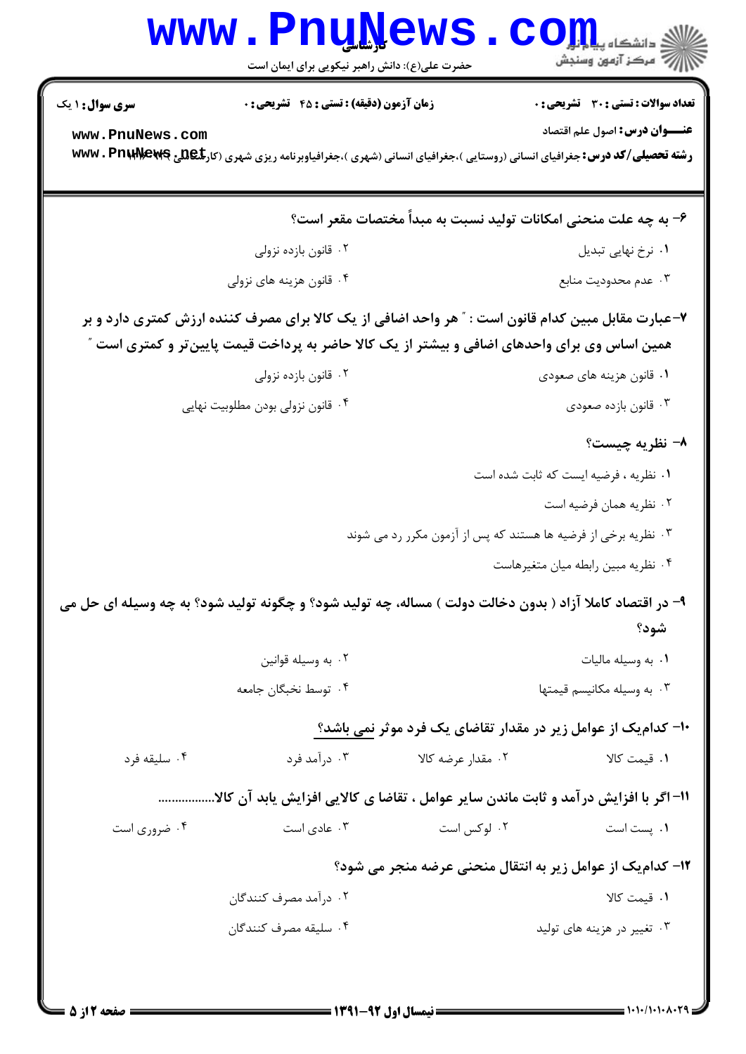**سری سوال:** ۱ یک

**زمان آزمون (دقیقه) : تستی : ۴۵ تشریحی : ۰**

**تعداد سوالات : تستی : ۳۰ تشریحی : ۰**

**عنـــوان درس:** اصول علم اقتصاد

**رشته تحصیلی/کد درس:** جغرافیای انسانی (روستایی )،جغرافیای انسانی (شهری )،جغرافیاوبرنامه ریزی شهری (کارشناسی ۱۲۱۶۰۲۹)

**۶- به چه علت منحنی امکانات تولید نسبت به مبدأ مختصات مقعر است؟**

۱. نرخ نهایی تبدیل

۲. قانون بازده نزولی

۳. عدم محدودیت منابع

۴. قانون هزینه های نزولی

**۷-عبارت مقابل مبین کدام قانون است : " هر واحد اضافی از یک کالا برای مصرف کننده ارزش کمتری دارد و بر همین اساس وی برای واحدهای اضافی و بیشتر از یک کالا حاضر به پرداخت قیمت پایین‌تر و کمتری است "**

۱. قانون هزینه های صعودی

۲. قانون بازده نزولی

۳. قانون بازده صعودی

۴. قانون نزولی بودن مطلوبیت نهایی

**۸- نظریه چیست؟**

۱. نظریه ، فرضیه ایست که ثابت شده است

۲. نظریه همان فرضیه است

۳. نظریه برخی از فرضیه ها هستند که پس از آزمون مکرر رد می شوند

۴. نظریه مبین رابطه میان متغیرهاست

**۹- در اقتصاد کاملا آزاد ( بدون دخالت دولت ) مساله، چه تولید شود؟ و چگونه تولید شود؟ به چه وسیله ای حل می شود؟**

۱. به وسیله مالیات

۲. به وسیله قوانین

۳. به وسیله مکانیسم قیمتها

۴. توسط نخبگان جامعه

**۱۰- کدام‌یک از عوامل زیر در مقدار تقاضای یک فرد موثر نمی باشد؟**

۱. قیمت کالا

۲. مقدار عرضه کالا

۳. درآمد فرد

۴. سلیقه فرد

**۱۱- اگر با افزایش درآمد و ثابت ماندن سایر عوامل ، تقاضا ی کالایی افزایش یابد آن کالا.................**

۱. پست است

۲. لوکس است

۳. عادی است

۴. ضروری است

**۱۲- کدام‌یک از عوامل زیر به انتقال منحنی عرضه منجر می شود؟**

۱. قیمت کالا

۲. درآمد مصرف کنندگان

۳. تغییر در هزینه های تولید

۴. سلیقه مصرف کنندگان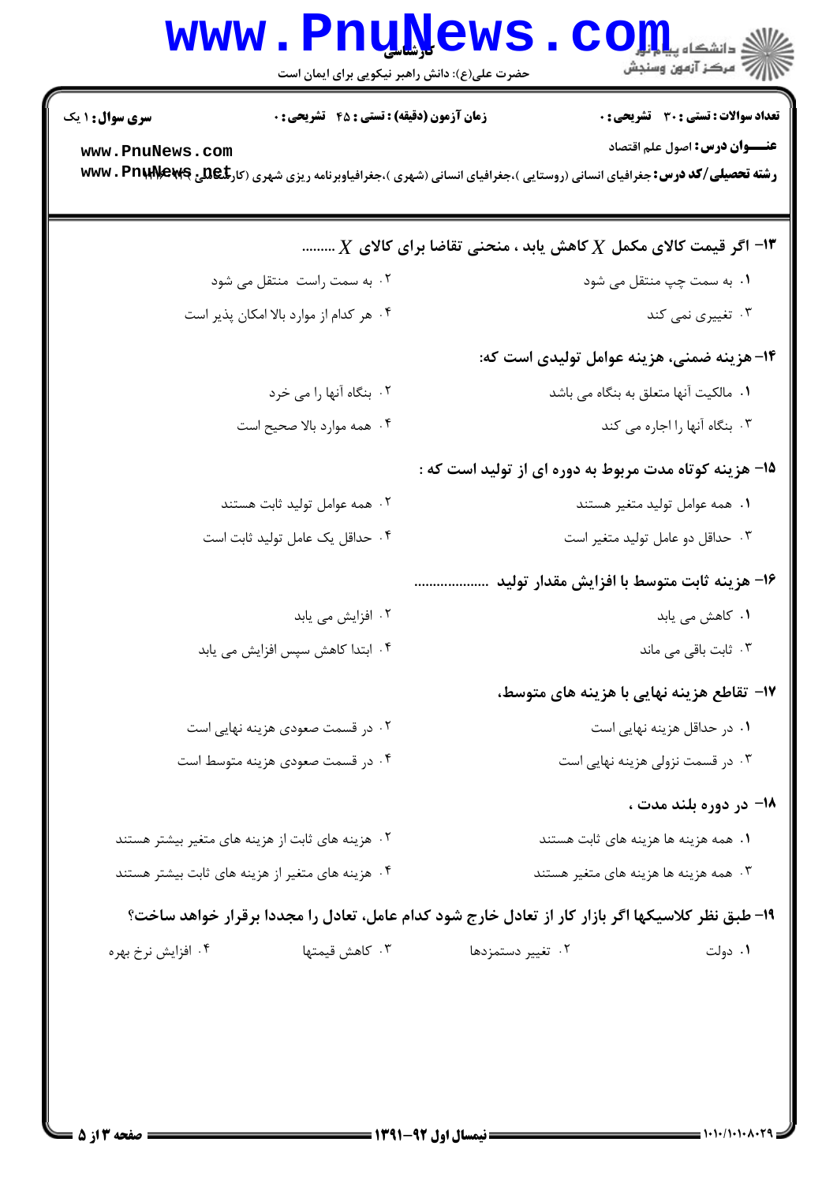**سری سوال:** ۱ یک

**زمان آزمون (دقیقه) : تستی : ۴۵ تشریحی : ۰**

**تعداد سوالات : تستی : ۳۰ تشریحی : ۰**

**عنـــوان درس:** اصول علم اقتصاد

**رشته تحصیلی/کد درس:** جغرافیای انسانی (روستایی )،جغرافیای انسانی (شهری )،جغرافیاوبرنامه ریزی شهری (کارشناسی) ۱۲۱۶۰۴۰

۱۳- اگر قیمت کالای مکمل $X$ کاهش یابد ، منحنی تقاضا برای کالای $X$ .........

۱. به سمت چپ منتقل می شود

۲. به سمت راست منتقل می شود

۳. تغییری نمی کند

۴. هر کدام از موارد بالا امکان پذیر است

۱۴- هزینه ضمنی، هزینه عوامل تولیدی است که:

۱. مالکیت آنها متعلق به بنگاه می باشد

۲. بنگاه آنها را می خرد

۳. بنگاه آنها را اجاره می کند

۴. همه موارد بالا صحیح است

۱۵- هزینه کوتاه مدت مربوط به دوره ای از تولید است که :

۱. همه عوامل تولید متغیر هستند

۲. همه عوامل تولید ثابت هستند

۳. حداقل دو عامل تولید متغیر است

۴. حداقل یک عامل تولید ثابت است

۱۶- هزینه ثابت متوسط با افزایش مقدار تولید ....................

۱. کاهش می یابد

۲. افزایش می یابد

۳. ثابت باقی می ماند

۴. ابتدا کاهش سپس افزایش می یابد

۱۷- تقاطع هزینه نهایی با هزینه های متوسط،

۱. در حداقل هزینه نهایی است

۲. در قسمت صعودی هزینه نهایی است

۳. در قسمت نزولی هزینه نهایی است

۴. در قسمت صعودی هزینه متوسط است

۱۸- در دوره بلند مدت ،

۱. همه هزینه ها هزینه های ثابت هستند

۲. هزینه های ثابت از هزینه های متغیر بیشتر هستند

۳. همه هزینه ها هزینه های متغیر هستند

۴. هزینه های متغیر از هزینه های ثابت بیشتر هستند

۱۹- طبق نظر کلاسیکها اگر بازار کار از تعادل خارج شود کدام عامل، تعادل را مجددا برقرار خواهد ساخت؟

۱. دولت

۲. تغییر دستمزدها

۳. کاهش قیمتها

۴. افزایش نرخ بهره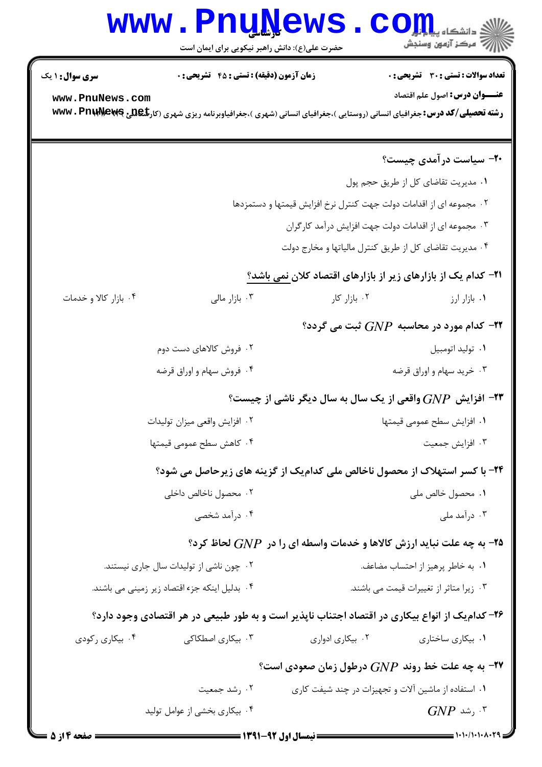**سری سوال:** ۱ یک

**زمان آزمون (دقیقه) : تستی : ۴۵ تشریحی : ۰**

**تعداد سوالات : تستی : ۳۰ تشریحی : ۰**

**عنـــوان درس:** اصول علم اقتصاد

**رشته تحصیلی/کد درس:** جغرافیای انسانی (روستایی )،جغرافیای انسانی (شهری )،جغرافیاوبرنامه ریزی شهری (کارشناسی )۱۲۱۶۰۴۷

**۲۰- سیاست درآمدی چیست؟**

۱. مدیریت تقاضای کل از طریق حجم پول

۲. مجموعه ای از اقدامات دولت جهت کنترل نرخ افزایش قیمتها و دستمزدها

۳. مجموعه ای از اقدامات دولت جهت افزایش درآمد کارگران

۴. مدیریت تقاضای کل از طریق کنترل مالیاتها و مخارج دولت

**۲۱- کدام یک از بازارهای زیر از بازارهای اقتصاد کلان نمی باشد؟**

۱. بازار ارز
۲. بازار کار
۳. بازار مالی
۴. بازار کالا و خدمات

**۲۲- کدام مورد در محاسبه $GNP$ ثبت می گردد؟**

۱. تولید اتومبیل
۲. فروش کالاهای دست دوم
۳. خرید سهام و اوراق قرضه
۴. فروش سهام و اوراق قرضه

**۲۳- افزایش $GNP$ واقعی از یک سال به سال دیگر ناشی از چیست؟**

۱. افزایش سطح عمومی قیمتها
۲. افزایش واقعی میزان تولیدات
۳. افزایش جمعیت
۴. کاهش سطح عمومی قیمتها

**۲۴- با کسر استهلاک از محصول ناخالص ملی کدام‌یک از گزینه های زیرحاصل می شود؟**

۱. محصول خالص ملی
۲. محصول ناخالص داخلی
۳. درآمد ملی
۴. درآمد شخصی

**۲۵- به چه علت نباید ارزش کالاها و خدمات واسطه ای را در $GNP$ لحاظ کرد؟**

۱. به خاطر پرهیز از احتساب مضاعف.
۲. چون ناشی از تولیدات سال جاری نیستند.
۳. زیرا متاثر از تغییرات قیمت می باشند.
۴. بدلیل اینکه جزء اقتصاد زیر زمینی می باشند.

**۲۶- کدام‌یک از انواع بیکاری در اقتصاد اجتناب ناپذیر است و به طور طبیعی در هر اقتصادی وجود دارد؟**

۱. بیکاری ساختاری
۲. بیکاری ادواری
۳. بیکاری اصطکاکی
۴. بیکاری رکودی

**۲۷- به چه علت خط روند $GNP$ درطول زمان صعودی است؟**

۱. استفاده از ماشین آلات و تجهیزات در چند شیفت کاری
۲. رشد جمعیت
۳. رشد $GNP$
۴. بیکاری بخشی از عوامل تولید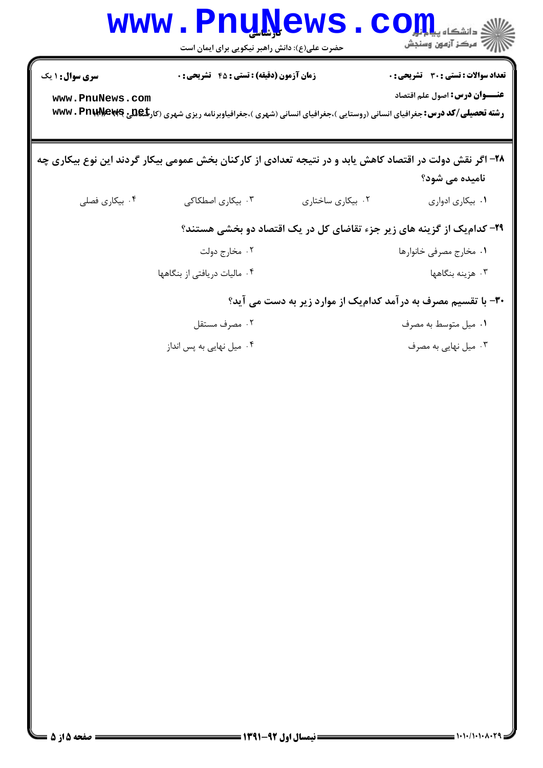۲۸- اگر نقش دولت در اقتصاد کاهش یابد و در نتیجه تعدادی از کارکنان بخش عمومی بیکار گردند این نوع بیکاری چه نامیده می شود؟

۱. بیکاری ادواری

۲. بیکاری ساختاری

۳. بیکاری اصطکاکی

۴. بیکاری فصلی

۲۹- کدام‌یک از گزینه های زیر جزء تقاضای کل در یک اقتصاد دو بخشی هستند؟

۱. مخارج مصرفی خانوارها

۲. مخارج دولت

۳. هزینه بنگاهها

۴. مالیات دریافتی از بنگاهها

۳۰- با تقسیم مصرف به درآمد کدام‌یک از موارد زیر به دست می آید؟

۱. میل متوسط به مصرف

۲. مصرف مستقل

۳. میل نهایی به مصرف

۴. میل نهایی به پس انداز